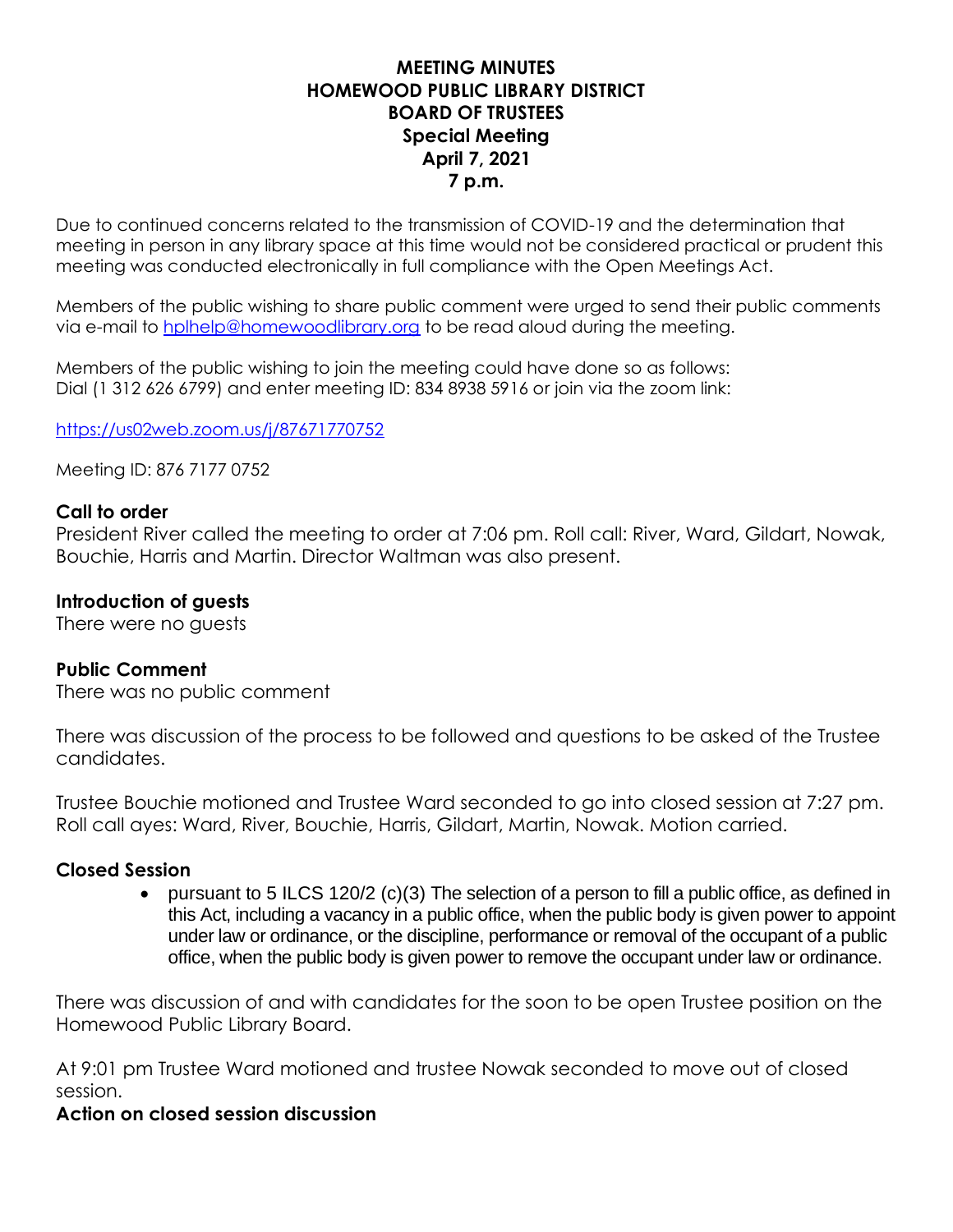# MEETING MINUTES
# HOMEWOOD PUBLIC LIBRARY DISTRICT
# BOARD OF TRUSTEES
## Special Meeting
## April 7, 2021
## 7 p.m.

Due to continued concerns related to the transmission of COVID-19 and the determination that meeting in person in any library space at this time would not be considered practical or prudent this meeting was conducted electronically in full compliance with the Open Meetings Act.

Members of the public wishing to share public comment were urged to send their public comments via e-mail to [hplhelp@homewoodlibrary.org](mailto:hplhelp@homewoodlibrary.org) to be read aloud during the meeting.

Members of the public wishing to join the meeting could have done so as follows:
Dial (1 312 626 6799) and enter meeting ID: 834 8938 5916 or join via the zoom link:

https://us02web.zoom.us/j/87671770752

Meeting ID: 876 7177 0752

**Call to order**
President River called the meeting to order at 7:06 pm. Roll call: River, Ward, Gildart, Nowak, Bouchie, Harris and Martin. Director Waltman was also present.

**Introduction of guests**
There were no guests

**Public Comment**
There was no public comment

There was discussion of the process to be followed and questions to be asked of the Trustee candidates.

Trustee Bouchie motioned and Trustee Ward seconded to go into closed session at 7:27 pm. Roll call ayes: Ward, River, Bouchie, Harris, Gildart, Martin, Nowak. Motion carried.

**Closed Session**

- pursuant to 5 ILCS 120/2 (c)(3) The selection of a person to fill a public office, as defined in this Act, including a vacancy in a public office, when the public body is given power to appoint under law or ordinance, or the discipline, performance or removal of the occupant of a public office, when the public body is given power to remove the occupant under law or ordinance.

There was discussion of and with candidates for the soon to be open Trustee position on the Homewood Public Library Board.

At 9:01 pm Trustee Ward motioned and trustee Nowak seconded to move out of closed session.

**Action on closed session discussion**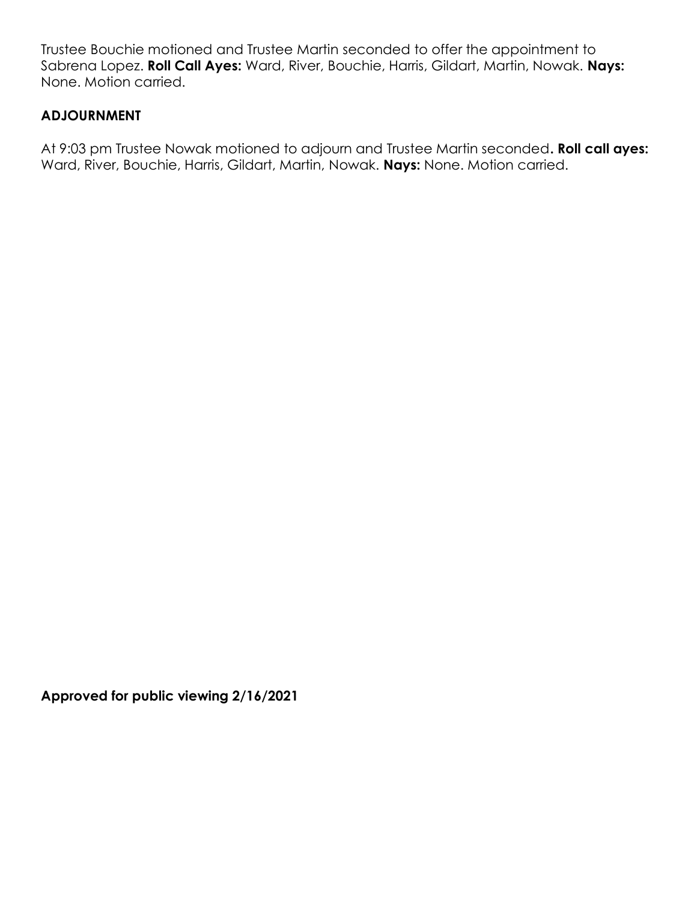Trustee Bouchie motioned and Trustee Martin seconded to offer the appointment to Sabrena Lopez. **Roll Call Ayes:** Ward, River, Bouchie, Harris, Gildart, Martin, Nowak. **Nays:** None. Motion carried.

## ADJOURNMENT

At 9:03 pm Trustee Nowak motioned to adjourn and Trustee Martin seconded**. Roll call ayes:** Ward, River, Bouchie, Harris, Gildart, Martin, Nowak. **Nays:** None. Motion carried.

**Approved for public viewing 2/16/2021**